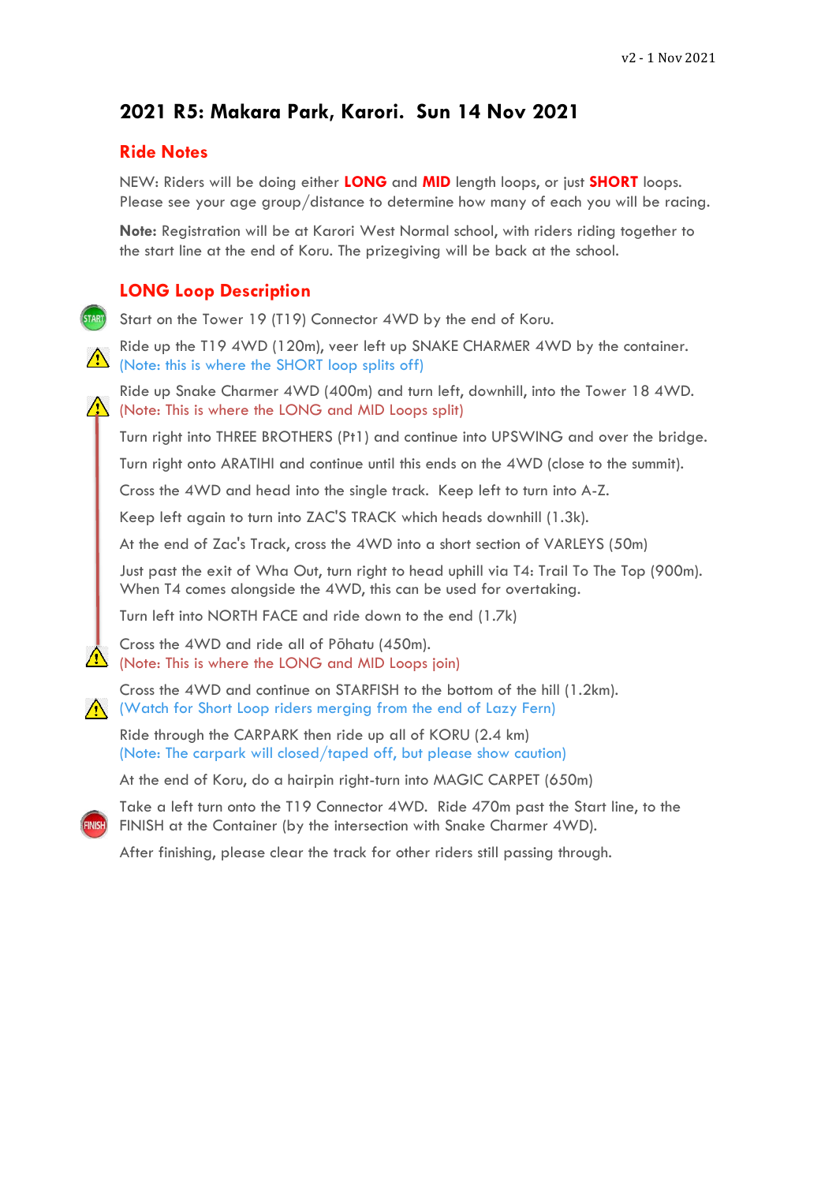# 2021 R5: Makara Park, Karori. Sun 14 Nov 2021

## Ride Notes

NEW: Riders will be doing either **LONG** and **MID** length loops, or just **SHORT** loops. Please see your age group/distance to determine how many of each you will be racing.

**Note:** Registration will be at Karori West Normal school, with riders riding together to the start line at the end of Koru. The prizegiving will be back at the school.

## LONG Loop Description

START: Start on the Tower 19 (T19) Connector 4WD by the end of Koru.

⚠ Ride up the T19 4WD (120m), veer left up SNAKE CHARMER 4WD by the container.
(Note: this is where the SHORT loop splits off)

⚠ Ride up Snake Charmer 4WD (400m) and turn left, downhill, into the Tower 18 4WD.
(Note: This is where the LONG and MID Loops split)

Turn right into THREE BROTHERS (Pt1) and continue into UPSWING and over the bridge.

Turn right onto ARATIHI and continue until this ends on the 4WD (close to the summit).

Cross the 4WD and head into the single track. Keep left to turn into A-Z.

Keep left again to turn into ZAC'S TRACK which heads downhill (1.3k).

At the end of Zac's Track, cross the 4WD into a short section of VARLEYS (50m)

Just past the exit of Wha Out, turn right to head uphill via T4: Trail To The Top (900m).
When T4 comes alongside the 4WD, this can be used for overtaking.

Turn left into NORTH FACE and ride down to the end (1.7k)

⚠ Cross the 4WD and ride all of Pōhatu (450m).
(Note: This is where the LONG and MID Loops join)

⚠ Cross the 4WD and continue on STARFISH to the bottom of the hill (1.2km).
(Watch for Short Loop riders merging from the end of Lazy Fern)

Ride through the CARPARK then ride up all of KORU (2.4 km)
(Note: The carpark will closed/taped off, but please show caution)

At the end of Koru, do a hairpin right-turn into MAGIC CARPET (650m)

FINISH: Take a left turn onto the T19 Connector 4WD. Ride 470m past the Start line, to the FINISH at the Container (by the intersection with Snake Charmer 4WD).

After finishing, please clear the track for other riders still passing through.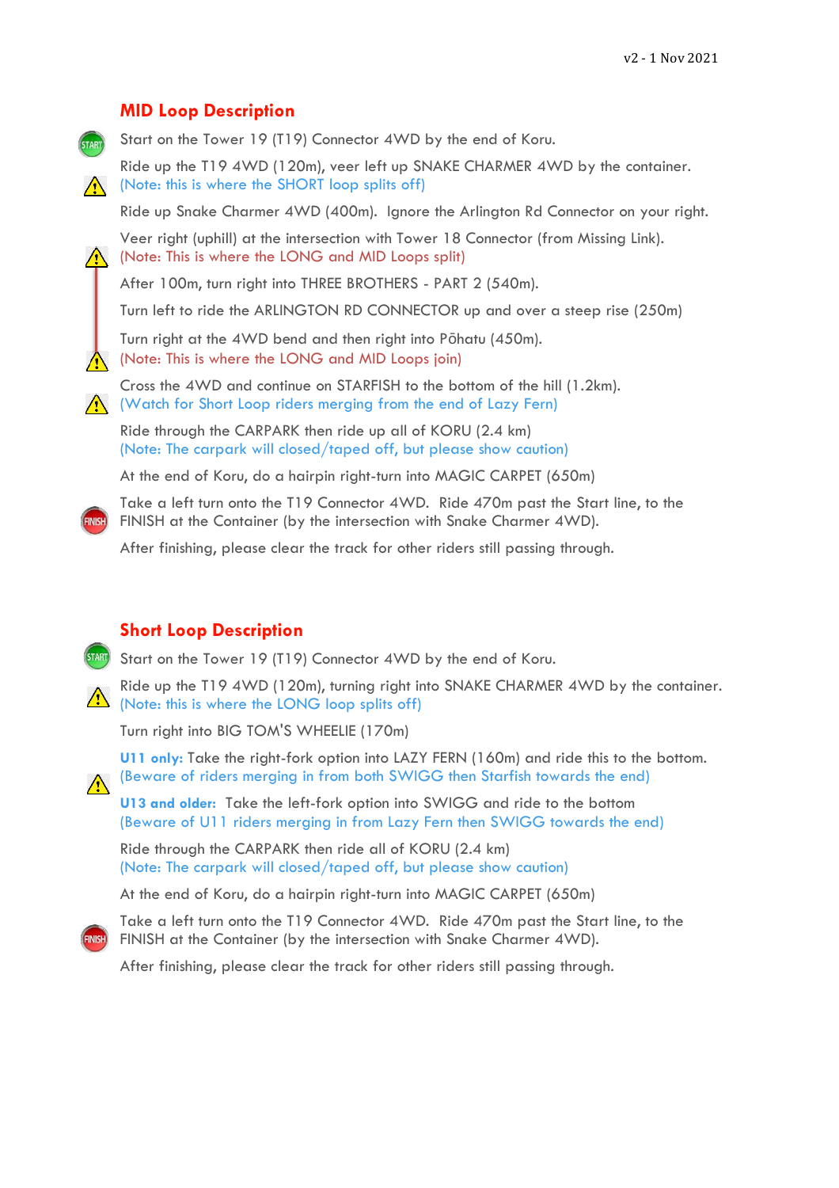## MID Loop Description

Start on the Tower 19 (T19) Connector 4WD by the end of Koru.

Ride up the T19 4WD (120m), veer left up SNAKE CHARMER 4WD by the container.
(Note: this is where the SHORT loop splits off)

Ride up Snake Charmer 4WD (400m). Ignore the Arlington Rd Connector on your right.

Veer right (uphill) at the intersection with Tower 18 Connector (from Missing Link).
(Note: This is where the LONG and MID Loops split)

After 100m, turn right into THREE BROTHERS - PART 2 (540m).

Turn left to ride the ARLINGTON RD CONNECTOR up and over a steep rise (250m)

Turn right at the 4WD bend and then right into Pōhatu (450m).
(Note: This is where the LONG and MID Loops join)

Cross the 4WD and continue on STARFISH to the bottom of the hill (1.2km).
(Watch for Short Loop riders merging from the end of Lazy Fern)

Ride through the CARPARK then ride up all of KORU (2.4 km)
(Note: The carpark will closed/taped off, but please show caution)

At the end of Koru, do a hairpin right-turn into MAGIC CARPET (650m)

Take a left turn onto the T19 Connector 4WD. Ride 470m past the Start line, to the FINISH at the Container (by the intersection with Snake Charmer 4WD).

After finishing, please clear the track for other riders still passing through.

## Short Loop Description

Start on the Tower 19 (T19) Connector 4WD by the end of Koru.

Ride up the T19 4WD (120m), turning right into SNAKE CHARMER 4WD by the container.
(Note: this is where the LONG loop splits off)

Turn right into BIG TOM'S WHEELIE (170m)

**U11 only:** Take the right-fork option into LAZY FERN (160m) and ride this to the bottom.
(Beware of riders merging in from both SWIGG then Starfish towards the end)

**U13 and older:** Take the left-fork option into SWIGG and ride to the bottom
(Beware of U11 riders merging in from Lazy Fern then SWIGG towards the end)

Ride through the CARPARK then ride all of KORU (2.4 km)
(Note: The carpark will closed/taped off, but please show caution)

At the end of Koru, do a hairpin right-turn into MAGIC CARPET (650m)

Take a left turn onto the T19 Connector 4WD. Ride 470m past the Start line, to the FINISH at the Container (by the intersection with Snake Charmer 4WD).

After finishing, please clear the track for other riders still passing through.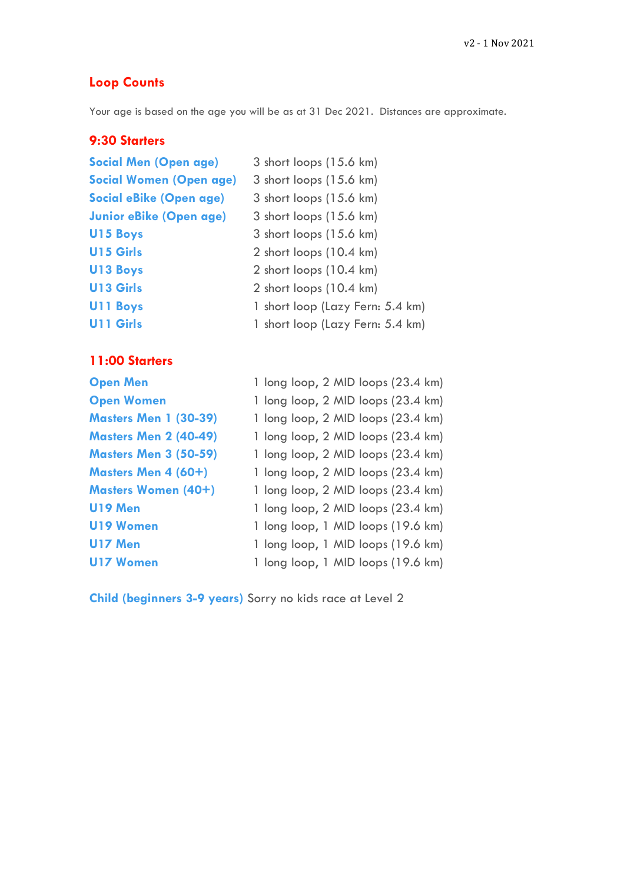## Loop Counts

Your age is based on the age you will be as at 31 Dec 2021. Distances are approximate.

### 9:30 Starters

| Category | Loops |
|---|---|
| **Social Men (Open age)** | 3 short loops (15.6 km) |
| **Social Women (Open age)** | 3 short loops (15.6 km) |
| **Social eBike (Open age)** | 3 short loops (15.6 km) |
| **Junior eBike (Open age)** | 3 short loops (15.6 km) |
| **U15 Boys** | 3 short loops (15.6 km) |
| **U15 Girls** | 2 short loops (10.4 km) |
| **U13 Boys** | 2 short loops (10.4 km) |
| **U13 Girls** | 2 short loops (10.4 km) |
| **U11 Boys** | 1 short loop (Lazy Fern: 5.4 km) |
| **U11 Girls** | 1 short loop (Lazy Fern: 5.4 km) |

### 11:00 Starters

| Category | Loops |
|---|---|
| **Open Men** | 1 long loop, 2 MID loops (23.4 km) |
| **Open Women** | 1 long loop, 2 MID loops (23.4 km) |
| **Masters Men 1 (30-39)** | 1 long loop, 2 MID loops (23.4 km) |
| **Masters Men 2 (40-49)** | 1 long loop, 2 MID loops (23.4 km) |
| **Masters Men 3 (50-59)** | 1 long loop, 2 MID loops (23.4 km) |
| **Masters Men 4 (60+)** | 1 long loop, 2 MID loops (23.4 km) |
| **Masters Women (40+)** | 1 long loop, 2 MID loops (23.4 km) |
| **U19 Men** | 1 long loop, 2 MID loops (23.4 km) |
| **U19 Women** | 1 long loop, 1 MID loops (19.6 km) |
| **U17 Men** | 1 long loop, 1 MID loops (19.6 km) |
| **U17 Women** | 1 long loop, 1 MID loops (19.6 km) |

**Child (beginners 3-9 years)** Sorry no kids race at Level 2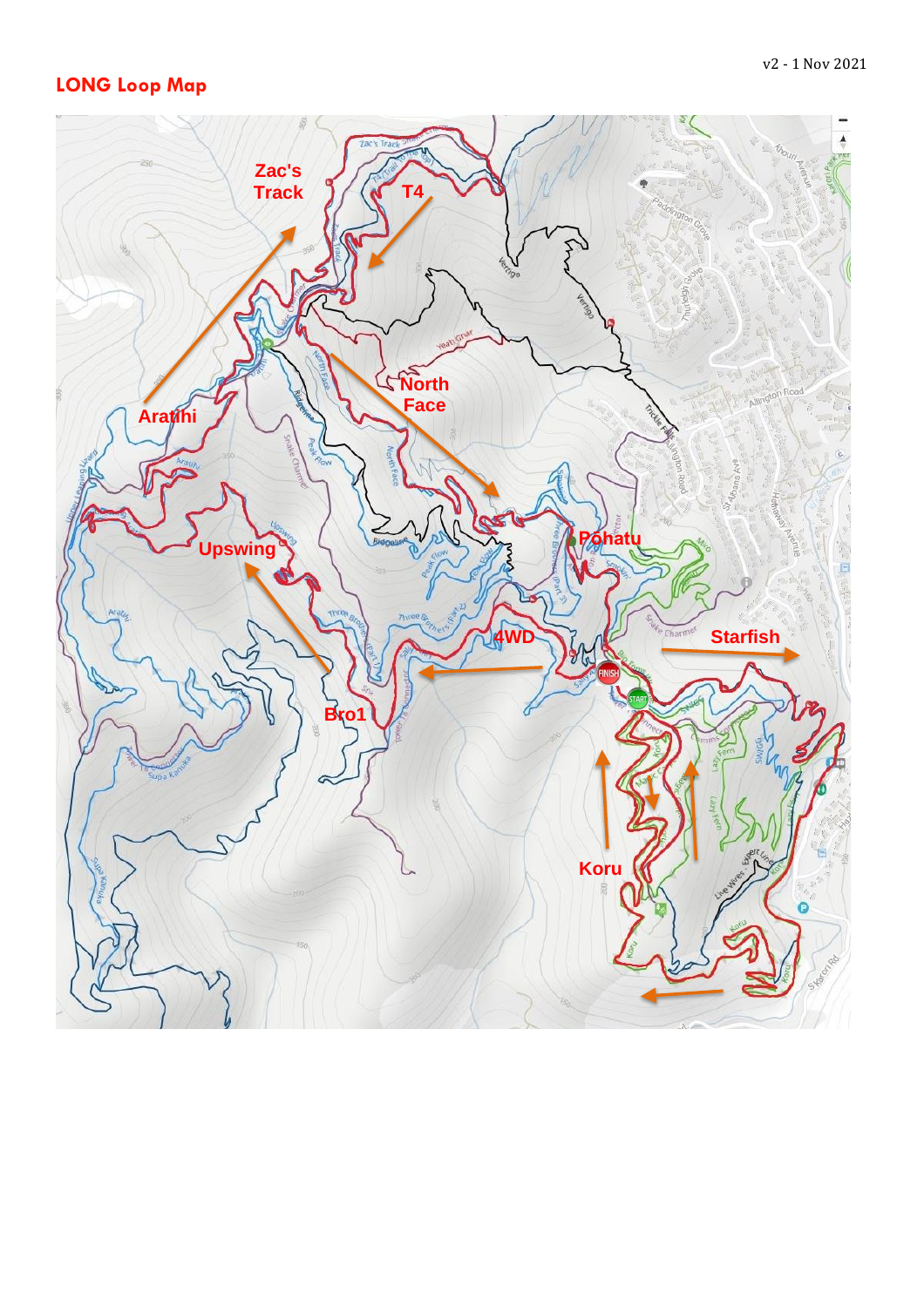v2 - 1 Nov 2021

## LONG Loop Map

Zac's Track

T4

Aratihi

North Face

Pōhatu

Upswing

4WD

Starfish

Bro1

Koru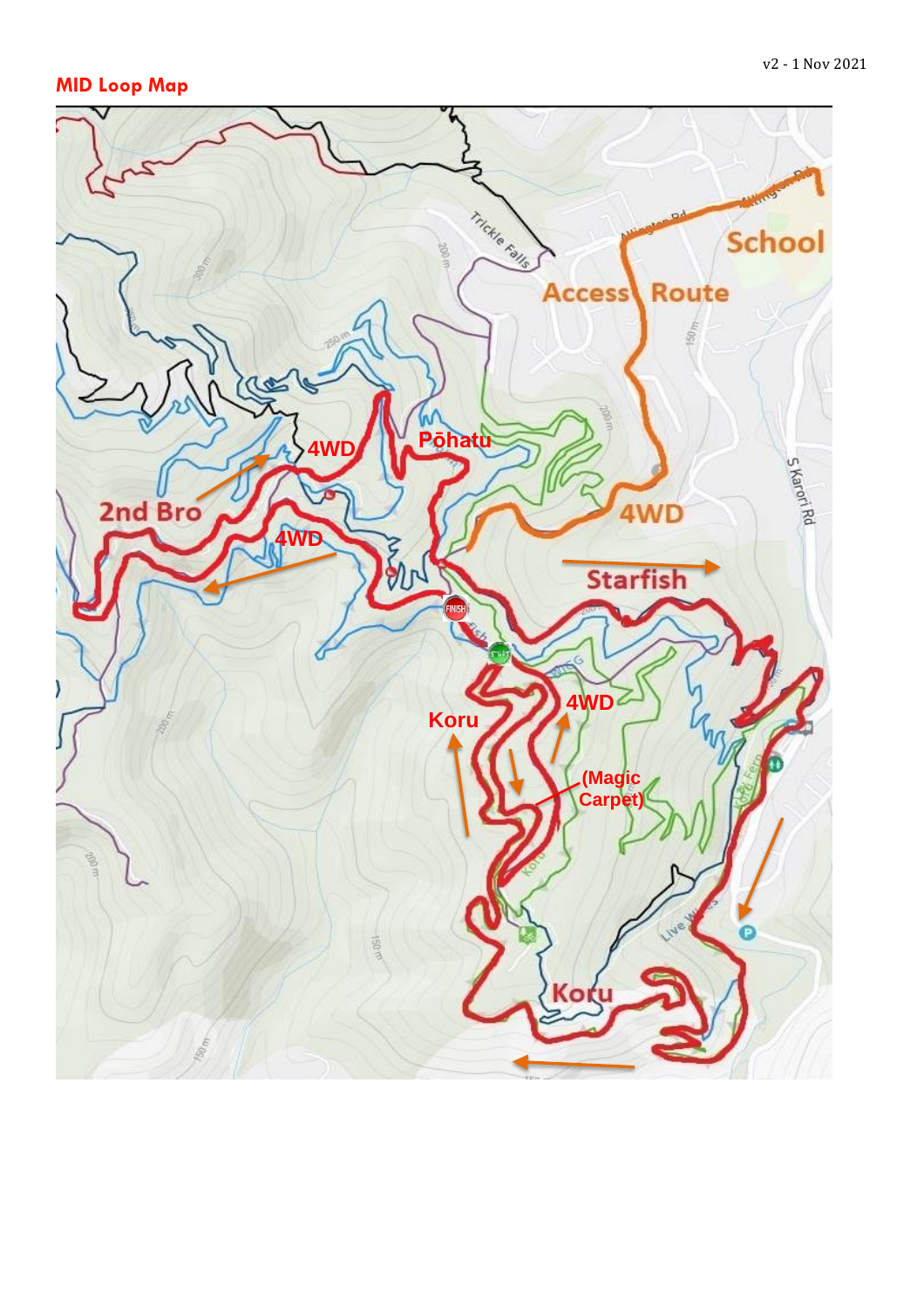v2 - 1 Nov 2021

## MID Loop Map

School

Access Route

4WD

Pōhatu

4WD

2nd Bro

4WD

Starfish

Koru

4WD

(Magic Carpet)

Koru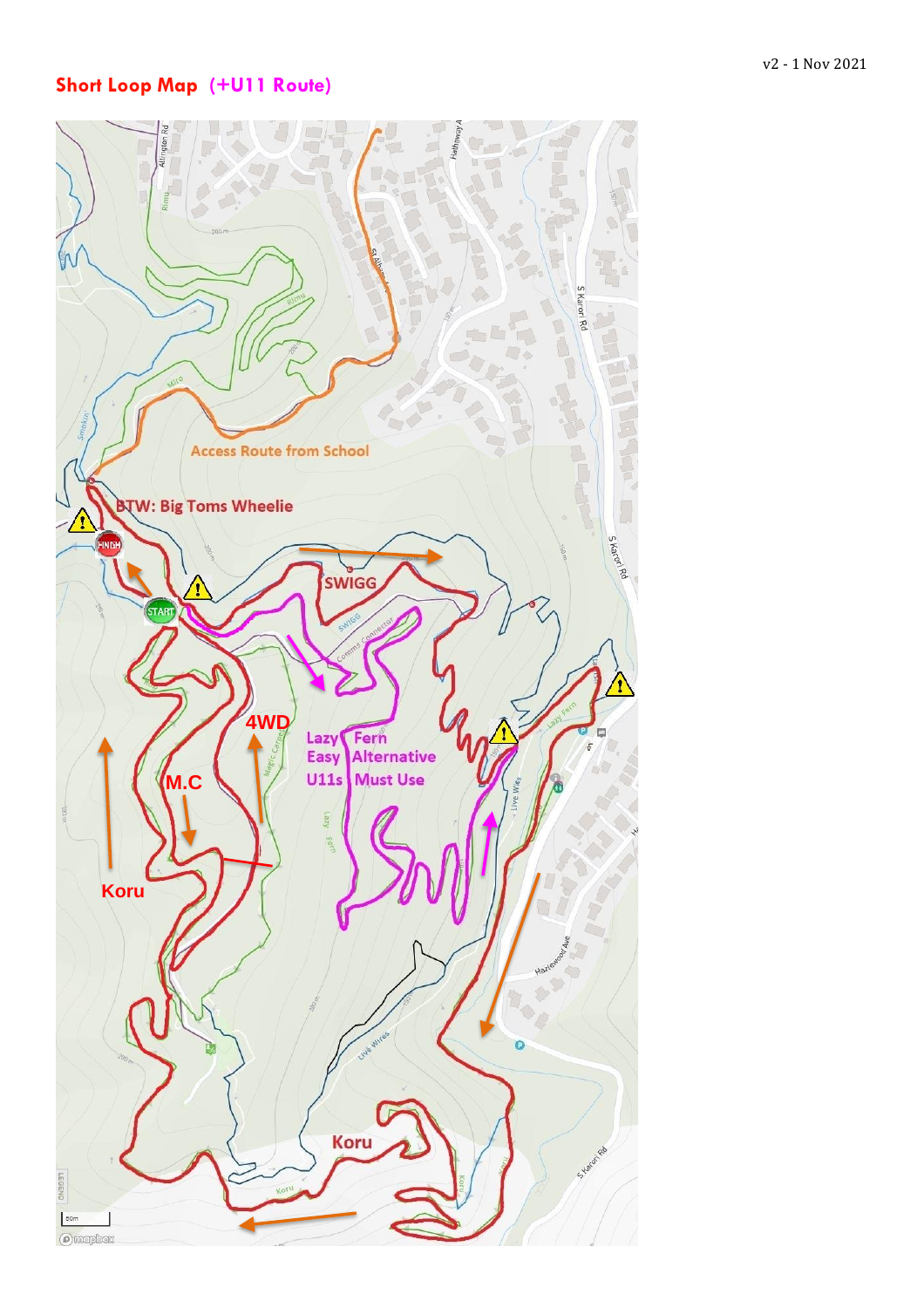v2 - 1 Nov 2021

# Short Loop Map (+U11 Route)

Access Route from School

BTW: Big Toms Wheelie

FINISH

START

SWIGG

4WD

M.C

Koru

Lazy Fern
Easy Alternative
U11s Must Use

Koru